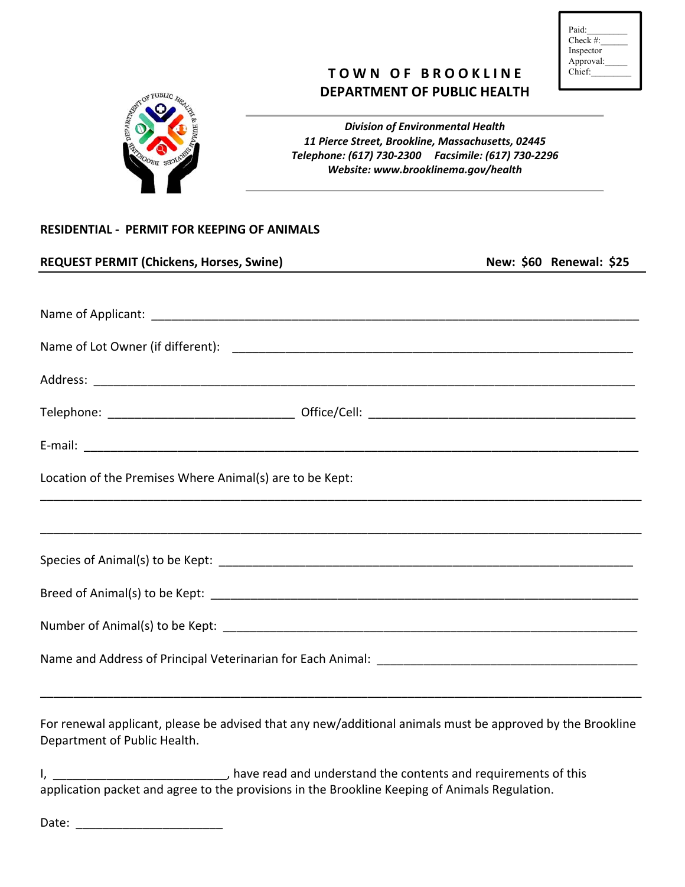Paid:________
Check #:______
Inspector Approval:_____
Chief:________

# TOWN OF BROOKLINE
## DEPARTMENT OF PUBLIC HEALTH

***Division of Environmental Health***
***11 Pierce Street, Brookline, Massachusetts, 02445***
***Telephone: (617) 730-2300 Facsimile: (617) 730-2296***
***Website: www.brooklinema.gov/health***

**RESIDENTIAL - PERMIT FOR KEEPING OF ANIMALS**

**REQUEST PERMIT (Chickens, Horses, Swine)** **New: $60 Renewal: $25**

Name of Applicant: ___________________________________________________________________

Name of Lot Owner (if different): ______________________________________________________

Address: ___________________________________________________________________________

Telephone: ____________________________ Office/Cell: _________________________________

E-mail: ____________________________________________________________________________

Location of the Premises Where Animal(s) are to be Kept:

____________________________________________________________________________________

____________________________________________________________________________________

Species of Animal(s) to be Kept: ______________________________________________________

Breed of Animal(s) to be Kept: ________________________________________________________

Number of Animal(s) to be Kept: ______________________________________________________

Name and Address of Principal Veterinarian for Each Animal: _____________________________

____________________________________________________________________________________

For renewal applicant, please be advised that any new/additional animals must be approved by the Brookline Department of Public Health.

I, __________________________, have read and understand the contents and requirements of this application packet and agree to the provisions in the Brookline Keeping of Animals Regulation.

Date: ______________________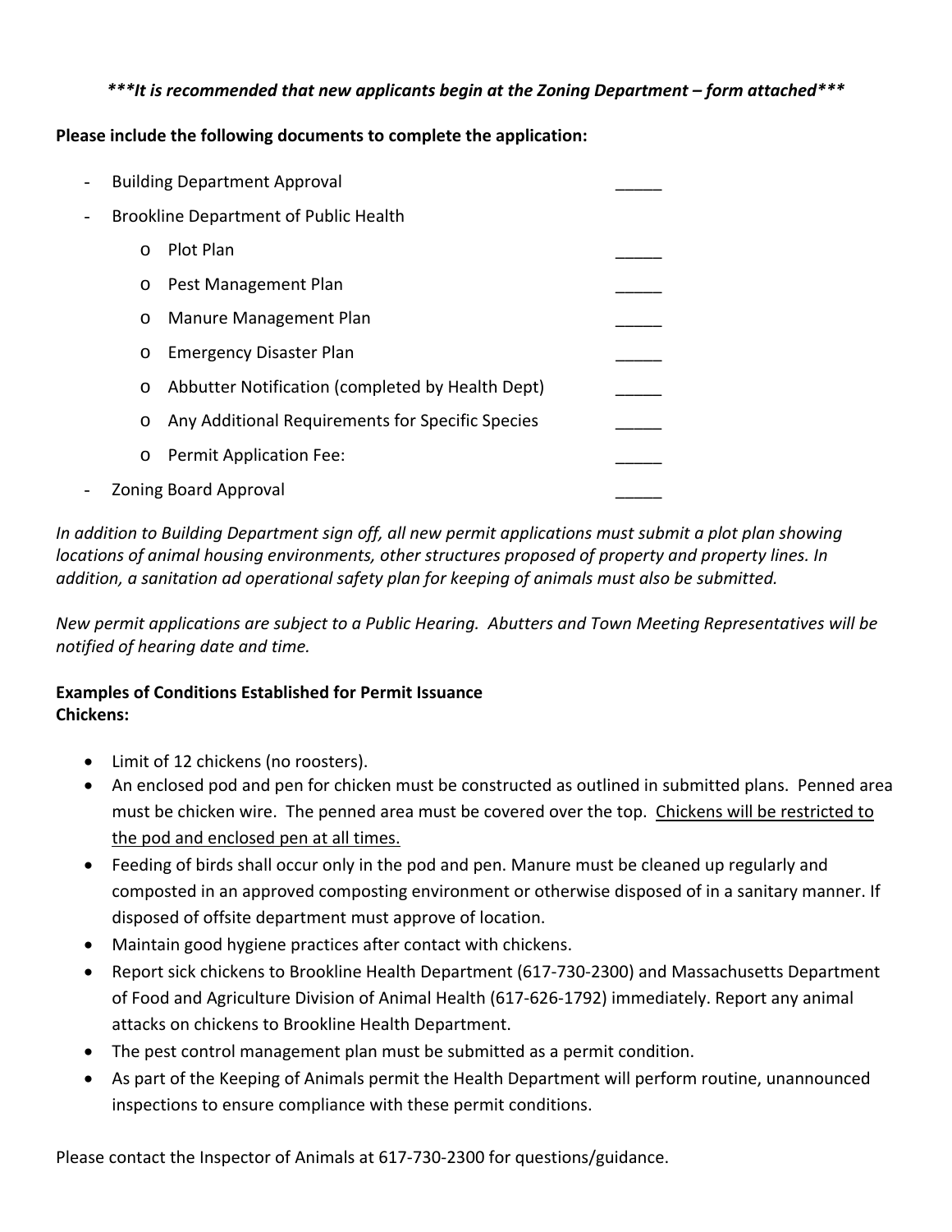***It is recommended that new applicants begin at the Zoning Department – form attached***

**Please include the following documents to complete the application:**

- Building Department Approval _____
- Brookline Department of Public Health
  - Plot Plan _____
  - Pest Management Plan _____
  - Manure Management Plan _____
  - Emergency Disaster Plan _____
  - Abbutter Notification (completed by Health Dept) _____
  - Any Additional Requirements for Specific Species _____
  - Permit Application Fee: _____
- Zoning Board Approval _____

*In addition to Building Department sign off, all new permit applications must submit a plot plan showing locations of animal housing environments, other structures proposed of property and property lines. In addition, a sanitation ad operational safety plan for keeping of animals must also be submitted.*

*New permit applications are subject to a Public Hearing. Abutters and Town Meeting Representatives will be notified of hearing date and time.*

**Examples of Conditions Established for Permit Issuance**
**Chickens:**

- Limit of 12 chickens (no roosters).
- An enclosed pod and pen for chicken must be constructed as outlined in submitted plans. Penned area must be chicken wire. The penned area must be covered over the top. <u>Chickens will be restricted to the pod and enclosed pen at all times.</u>
- Feeding of birds shall occur only in the pod and pen. Manure must be cleaned up regularly and composted in an approved composting environment or otherwise disposed of in a sanitary manner. If disposed of offsite department must approve of location.
- Maintain good hygiene practices after contact with chickens.
- Report sick chickens to Brookline Health Department (617-730-2300) and Massachusetts Department of Food and Agriculture Division of Animal Health (617-626-1792) immediately. Report any animal attacks on chickens to Brookline Health Department.
- The pest control management plan must be submitted as a permit condition.
- As part of the Keeping of Animals permit the Health Department will perform routine, unannounced inspections to ensure compliance with these permit conditions.

Please contact the Inspector of Animals at 617-730-2300 for questions/guidance.